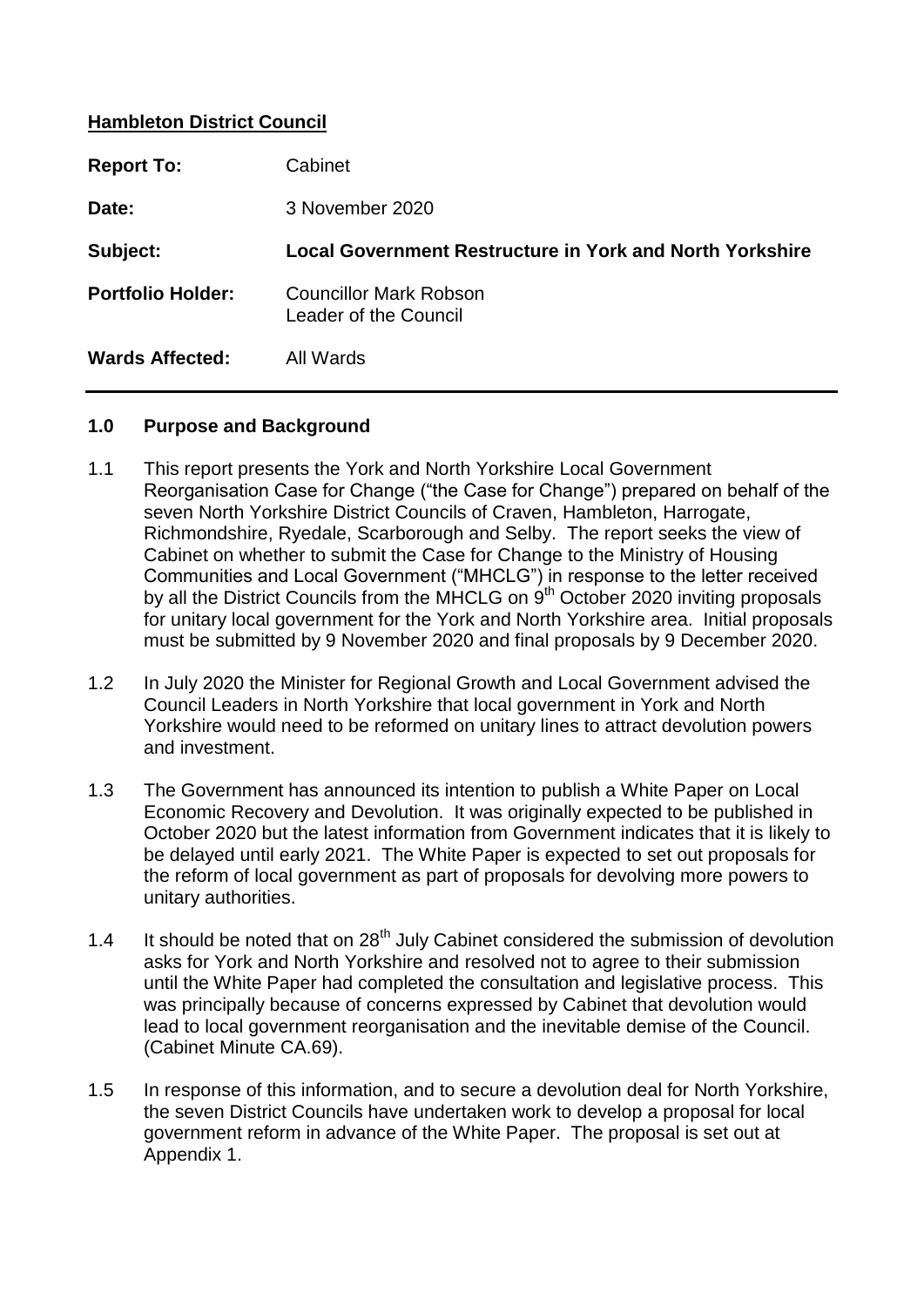**Hambleton District Council**

| | |
|---|---|
| **Report To:** | Cabinet |
| **Date:** | 3 November 2020 |
| **Subject:** | **Local Government Restructure in York and North Yorkshire** |
| **Portfolio Holder:** | Councillor Mark Robson<br>Leader of the Council |
| **Wards Affected:** | All Wards |

## 1.0 Purpose and Background

1.1 This report presents the York and North Yorkshire Local Government Reorganisation Case for Change ("the Case for Change") prepared on behalf of the seven North Yorkshire District Councils of Craven, Hambleton, Harrogate, Richmondshire, Ryedale, Scarborough and Selby. The report seeks the view of Cabinet on whether to submit the Case for Change to the Ministry of Housing Communities and Local Government ("MHCLG") in response to the letter received by all the District Councils from the MHCLG on 9th October 2020 inviting proposals for unitary local government for the York and North Yorkshire area. Initial proposals must be submitted by 9 November 2020 and final proposals by 9 December 2020.

1.2 In July 2020 the Minister for Regional Growth and Local Government advised the Council Leaders in North Yorkshire that local government in York and North Yorkshire would need to be reformed on unitary lines to attract devolution powers and investment.

1.3 The Government has announced its intention to publish a White Paper on Local Economic Recovery and Devolution. It was originally expected to be published in October 2020 but the latest information from Government indicates that it is likely to be delayed until early 2021. The White Paper is expected to set out proposals for the reform of local government as part of proposals for devolving more powers to unitary authorities.

1.4 It should be noted that on 28th July Cabinet considered the submission of devolution asks for York and North Yorkshire and resolved not to agree to their submission until the White Paper had completed the consultation and legislative process. This was principally because of concerns expressed by Cabinet that devolution would lead to local government reorganisation and the inevitable demise of the Council. (Cabinet Minute CA.69).

1.5 In response of this information, and to secure a devolution deal for North Yorkshire, the seven District Councils have undertaken work to develop a proposal for local government reform in advance of the White Paper. The proposal is set out at Appendix 1.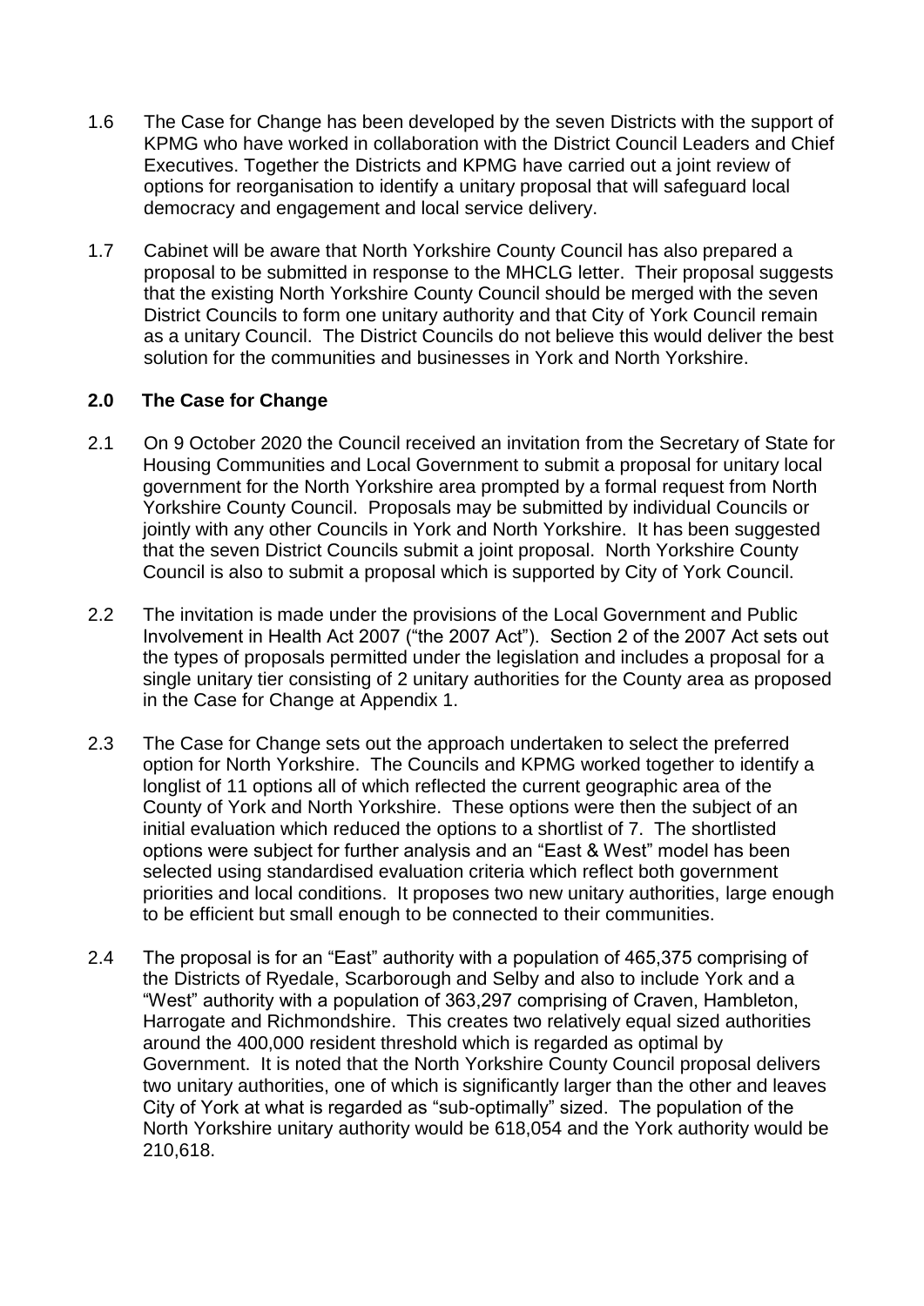1.6 The Case for Change has been developed by the seven Districts with the support of KPMG who have worked in collaboration with the District Council Leaders and Chief Executives. Together the Districts and KPMG have carried out a joint review of options for reorganisation to identify a unitary proposal that will safeguard local democracy and engagement and local service delivery.

1.7 Cabinet will be aware that North Yorkshire County Council has also prepared a proposal to be submitted in response to the MHCLG letter. Their proposal suggests that the existing North Yorkshire County Council should be merged with the seven District Councils to form one unitary authority and that City of York Council remain as a unitary Council. The District Councils do not believe this would deliver the best solution for the communities and businesses in York and North Yorkshire.

## 2.0 The Case for Change

2.1 On 9 October 2020 the Council received an invitation from the Secretary of State for Housing Communities and Local Government to submit a proposal for unitary local government for the North Yorkshire area prompted by a formal request from North Yorkshire County Council. Proposals may be submitted by individual Councils or jointly with any other Councils in York and North Yorkshire. It has been suggested that the seven District Councils submit a joint proposal. North Yorkshire County Council is also to submit a proposal which is supported by City of York Council.

2.2 The invitation is made under the provisions of the Local Government and Public Involvement in Health Act 2007 ("the 2007 Act"). Section 2 of the 2007 Act sets out the types of proposals permitted under the legislation and includes a proposal for a single unitary tier consisting of 2 unitary authorities for the County area as proposed in the Case for Change at Appendix 1.

2.3 The Case for Change sets out the approach undertaken to select the preferred option for North Yorkshire. The Councils and KPMG worked together to identify a longlist of 11 options all of which reflected the current geographic area of the County of York and North Yorkshire. These options were then the subject of an initial evaluation which reduced the options to a shortlist of 7. The shortlisted options were subject for further analysis and an "East & West" model has been selected using standardised evaluation criteria which reflect both government priorities and local conditions. It proposes two new unitary authorities, large enough to be efficient but small enough to be connected to their communities.

2.4 The proposal is for an "East" authority with a population of 465,375 comprising of the Districts of Ryedale, Scarborough and Selby and also to include York and a "West" authority with a population of 363,297 comprising of Craven, Hambleton, Harrogate and Richmondshire. This creates two relatively equal sized authorities around the 400,000 resident threshold which is regarded as optimal by Government. It is noted that the North Yorkshire County Council proposal delivers two unitary authorities, one of which is significantly larger than the other and leaves City of York at what is regarded as "sub-optimally" sized. The population of the North Yorkshire unitary authority would be 618,054 and the York authority would be 210,618.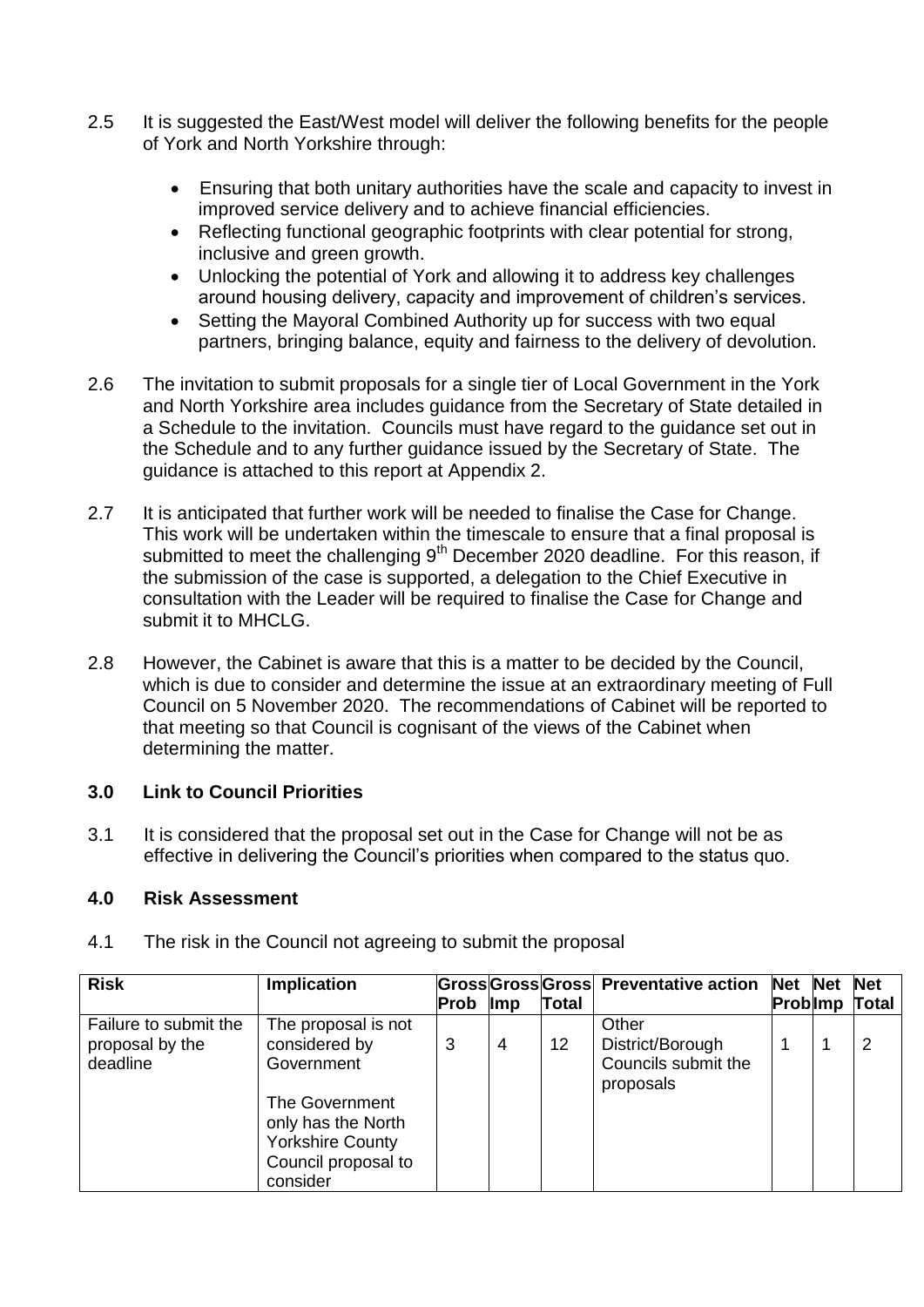2.5 It is suggested the East/West model will deliver the following benefits for the people of York and North Yorkshire through:

- Ensuring that both unitary authorities have the scale and capacity to invest in improved service delivery and to achieve financial efficiencies.
- Reflecting functional geographic footprints with clear potential for strong, inclusive and green growth.
- Unlocking the potential of York and allowing it to address key challenges around housing delivery, capacity and improvement of children's services.
- Setting the Mayoral Combined Authority up for success with two equal partners, bringing balance, equity and fairness to the delivery of devolution.

2.6 The invitation to submit proposals for a single tier of Local Government in the York and North Yorkshire area includes guidance from the Secretary of State detailed in a Schedule to the invitation. Councils must have regard to the guidance set out in the Schedule and to any further guidance issued by the Secretary of State. The guidance is attached to this report at Appendix 2.

2.7 It is anticipated that further work will be needed to finalise the Case for Change. This work will be undertaken within the timescale to ensure that a final proposal is submitted to meet the challenging 9th December 2020 deadline. For this reason, if the submission of the case is supported, a delegation to the Chief Executive in consultation with the Leader will be required to finalise the Case for Change and submit it to MHCLG.

2.8 However, the Cabinet is aware that this is a matter to be decided by the Council, which is due to consider and determine the issue at an extraordinary meeting of Full Council on 5 November 2020. The recommendations of Cabinet will be reported to that meeting so that Council is cognisant of the views of the Cabinet when determining the matter.

## 3.0 Link to Council Priorities

3.1 It is considered that the proposal set out in the Case for Change will not be as effective in delivering the Council's priorities when compared to the status quo.

## 4.0 Risk Assessment

4.1 The risk in the Council not agreeing to submit the proposal

| Risk | Implication | Gross Prob | Gross Imp | Gross Total | Preventative action | Net Prob | Net Imp | Net Total |
|---|---|---|---|---|---|---|---|---|
| Failure to submit the proposal by the deadline | The proposal is not considered by Government<br><br>The Government only has the North Yorkshire County Council proposal to consider | 3 | 4 | 12 | Other District/Borough Councils submit the proposals | 1 | 1 | 2 |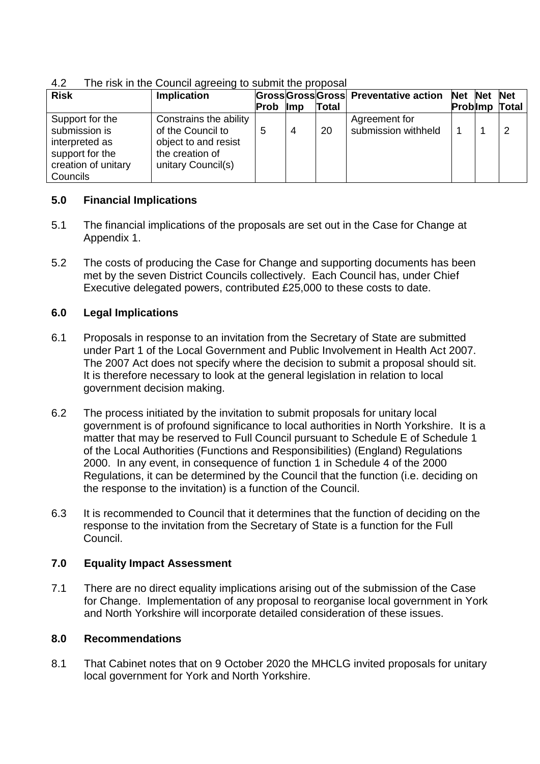4.2 The risk in the Council agreeing to submit the proposal

| Risk | Implication | Gross Prob | Gross Imp | Gross Total | Preventative action | Net Prob | Net Imp | Net Total |
|---|---|---|---|---|---|---|---|---|
| Support for the submission is interpreted as support for the creation of unitary Councils | Constrains the ability of the Council to object to and resist the creation of unitary Council(s) | 5 | 4 | 20 | Agreement for submission withheld | 1 | 1 | 2 |

## 5.0 Financial Implications

5.1 The financial implications of the proposals are set out in the Case for Change at Appendix 1.

5.2 The costs of producing the Case for Change and supporting documents has been met by the seven District Councils collectively. Each Council has, under Chief Executive delegated powers, contributed £25,000 to these costs to date.

## 6.0 Legal Implications

6.1 Proposals in response to an invitation from the Secretary of State are submitted under Part 1 of the Local Government and Public Involvement in Health Act 2007. The 2007 Act does not specify where the decision to submit a proposal should sit. It is therefore necessary to look at the general legislation in relation to local government decision making.

6.2 The process initiated by the invitation to submit proposals for unitary local government is of profound significance to local authorities in North Yorkshire. It is a matter that may be reserved to Full Council pursuant to Schedule E of Schedule 1 of the Local Authorities (Functions and Responsibilities) (England) Regulations 2000. In any event, in consequence of function 1 in Schedule 4 of the 2000 Regulations, it can be determined by the Council that the function (i.e. deciding on the response to the invitation) is a function of the Council.

6.3 It is recommended to Council that it determines that the function of deciding on the response to the invitation from the Secretary of State is a function for the Full Council.

## 7.0 Equality Impact Assessment

7.1 There are no direct equality implications arising out of the submission of the Case for Change. Implementation of any proposal to reorganise local government in York and North Yorkshire will incorporate detailed consideration of these issues.

## 8.0 Recommendations

8.1 That Cabinet notes that on 9 October 2020 the MHCLG invited proposals for unitary local government for York and North Yorkshire.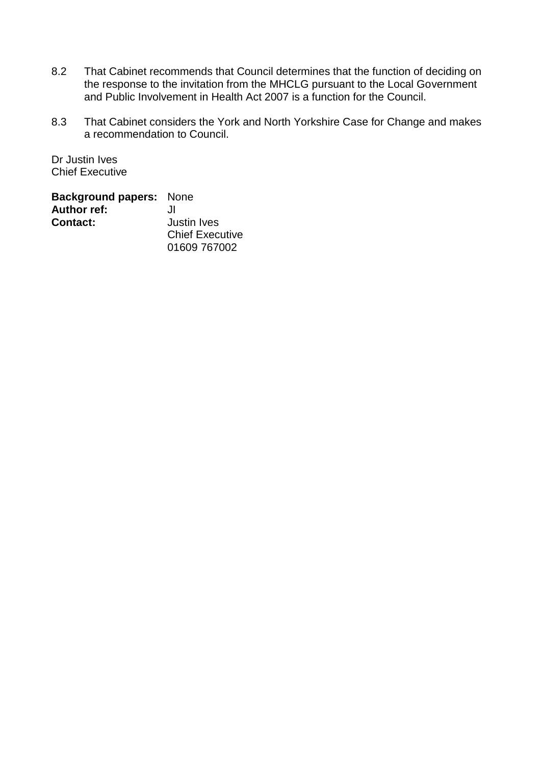8.2 That Cabinet recommends that Council determines that the function of deciding on the response to the invitation from the MHCLG pursuant to the Local Government and Public Involvement in Health Act 2007 is a function for the Council.

8.3 That Cabinet considers the York and North Yorkshire Case for Change and makes a recommendation to Council.

Dr Justin Ives
Chief Executive

| | |
|---|---|
| **Background papers:** | None |
| **Author ref:** | JI |
| **Contact:** | Justin Ives<br>Chief Executive<br>01609 767002 |